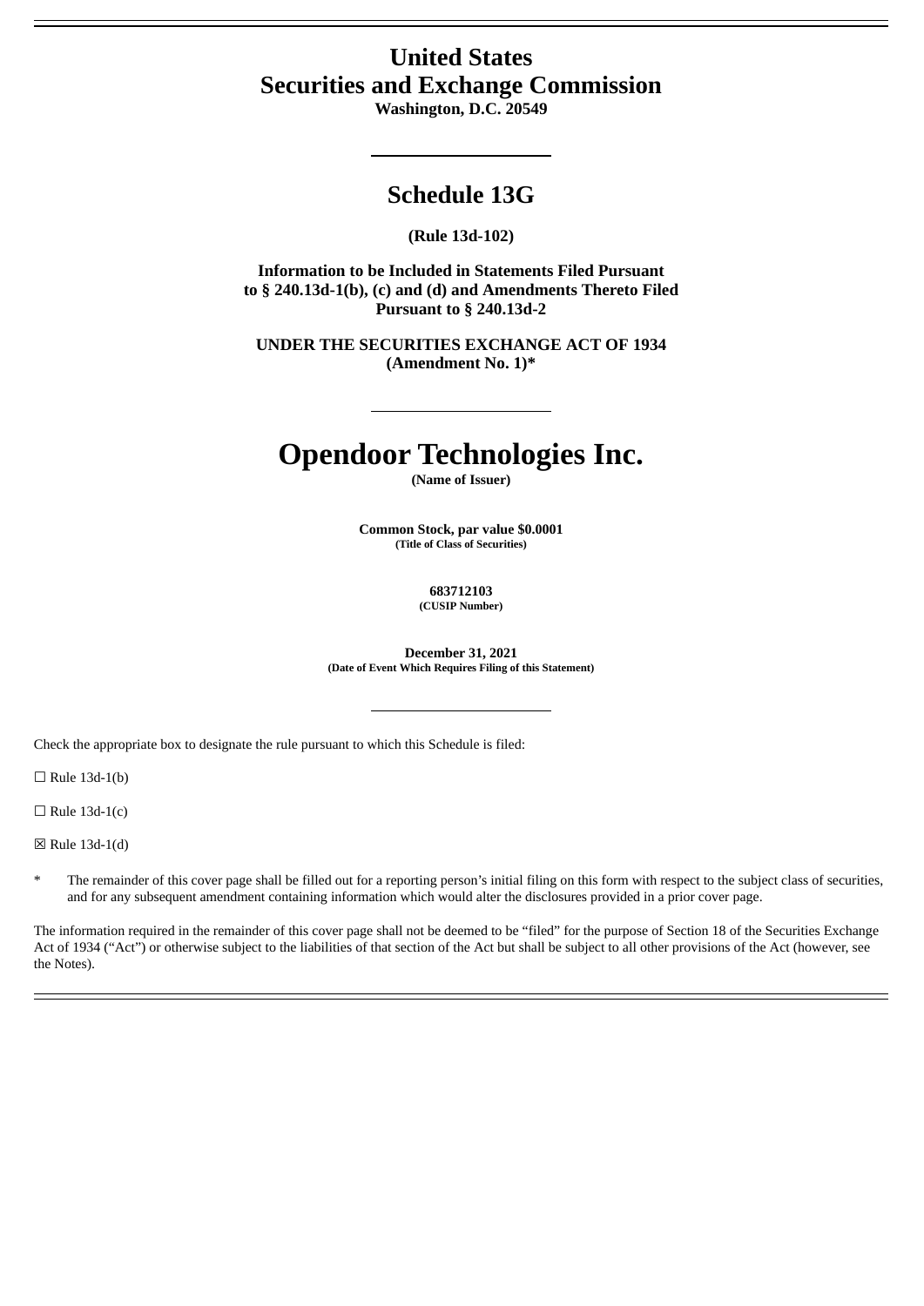# United States
# Securities and Exchange Commission

**Washington, D.C. 20549**

---

## Schedule 13G

**(Rule 13d-102)**

**Information to be Included in Statements Filed Pursuant to § 240.13d-1(b), (c) and (d) and Amendments Thereto Filed Pursuant to § 240.13d-2**

**UNDER THE SECURITIES EXCHANGE ACT OF 1934**
**(Amendment No. 1)***

---

# Opendoor Technologies Inc.

**(Name of Issuer)**

**Common Stock, par value $0.0001**
**(Title of Class of Securities)**

**683712103**
**(CUSIP Number)**

**December 31, 2021**
**(Date of Event Which Requires Filing of this Statement)**

---

Check the appropriate box to designate the rule pursuant to which this Schedule is filed:

☐ Rule 13d-1(b)

☐ Rule 13d-1(c)

☒ Rule 13d-1(d)

\* The remainder of this cover page shall be filled out for a reporting person's initial filing on this form with respect to the subject class of securities, and for any subsequent amendment containing information which would alter the disclosures provided in a prior cover page.

The information required in the remainder of this cover page shall not be deemed to be "filed" for the purpose of Section 18 of the Securities Exchange Act of 1934 ("Act") or otherwise subject to the liabilities of that section of the Act but shall be subject to all other provisions of the Act (however, see the Notes).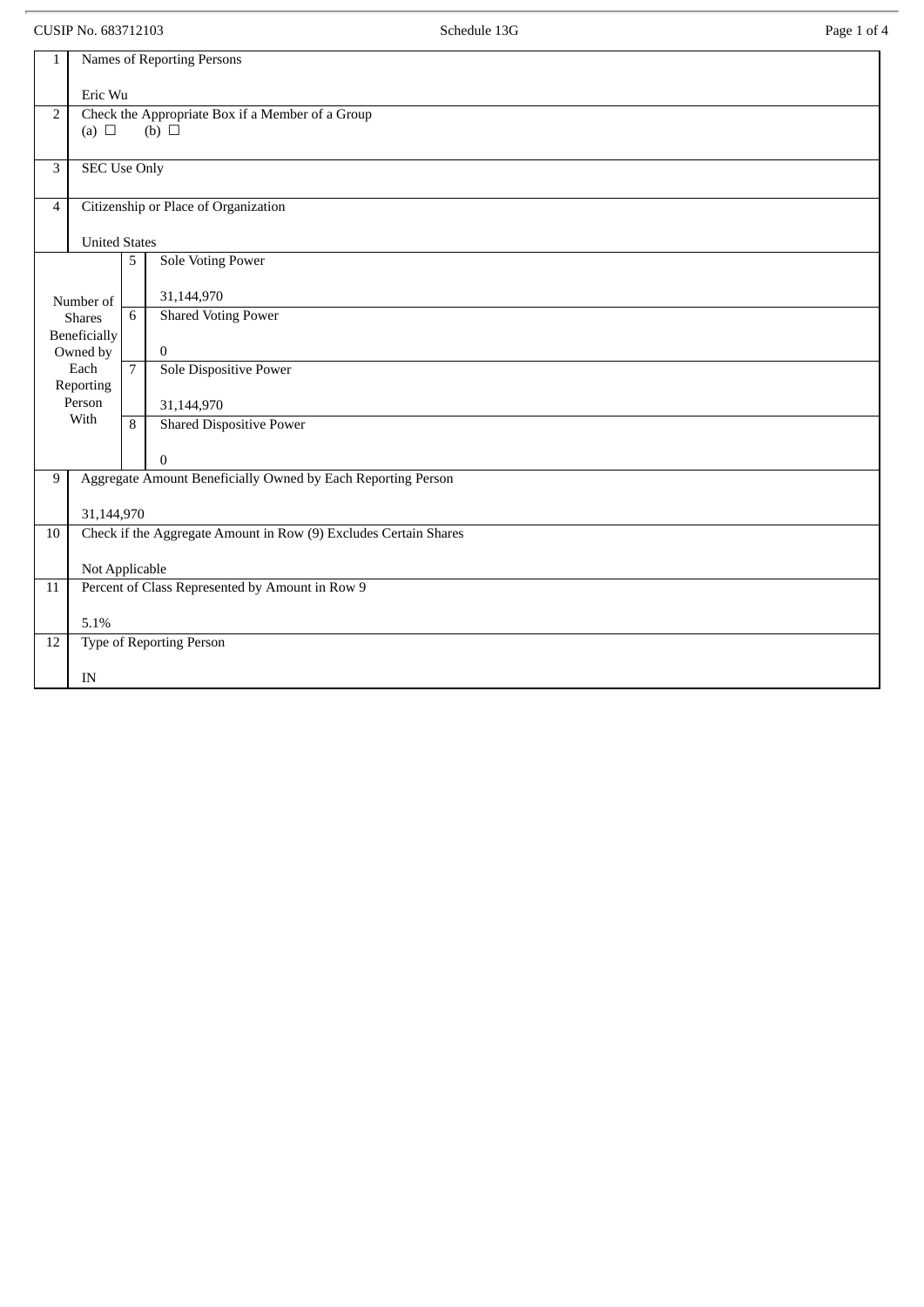| 1 | Names of Reporting Persons<br><br>Eric Wu | | |
|---|---|---|---|
| 2 | Check the Appropriate Box if a Member of a Group<br>(a) ☐ (b) ☐ | | |
| 3 | SEC Use Only | | |
| 4 | Citizenship or Place of Organization<br><br>United States | | |
| Number of Shares Beneficially Owned by Each Reporting Person With | 5 | Sole Voting Power<br><br>31,144,970 | |
| | 6 | Shared Voting Power<br><br>0 | |
| | 7 | Sole Dispositive Power<br><br>31,144,970 | |
| | 8 | Shared Dispositive Power<br><br>0 | |
| 9 | Aggregate Amount Beneficially Owned by Each Reporting Person<br><br>31,144,970 | | |
| 10 | Check if the Aggregate Amount in Row (9) Excludes Certain Shares<br><br>Not Applicable | | |
| 11 | Percent of Class Represented by Amount in Row 9<br><br>5.1% | | |
| 12 | Type of Reporting Person<br><br>IN | | |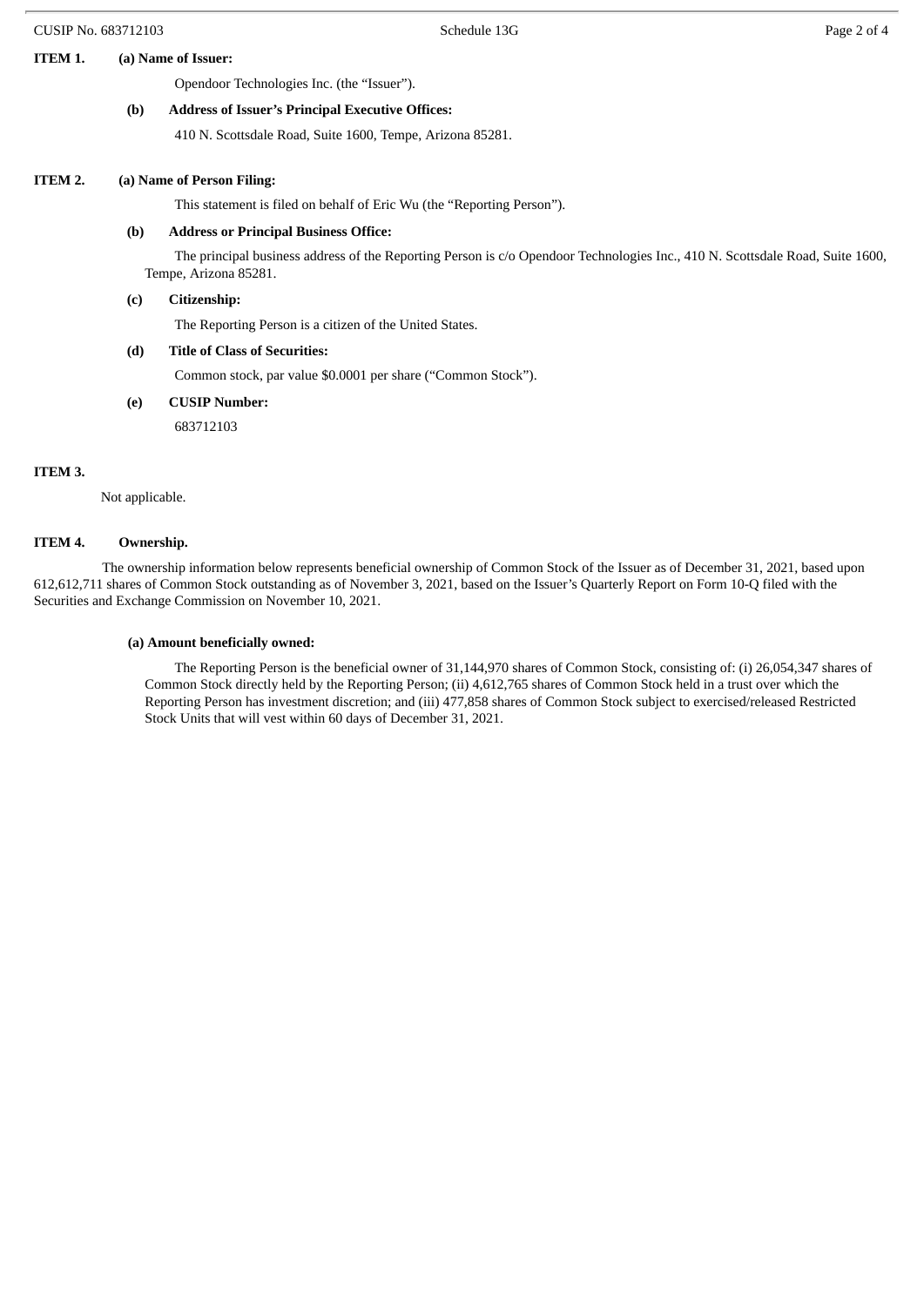**ITEM 1.** **(a) Name of Issuer:**

Opendoor Technologies Inc. (the "Issuer").

**(b) Address of Issuer's Principal Executive Offices:**

410 N. Scottsdale Road, Suite 1600, Tempe, Arizona 85281.

**ITEM 2.** **(a) Name of Person Filing:**

This statement is filed on behalf of Eric Wu (the "Reporting Person").

**(b) Address or Principal Business Office:**

The principal business address of the Reporting Person is c/o Opendoor Technologies Inc., 410 N. Scottsdale Road, Suite 1600, Tempe, Arizona 85281.

**(c) Citizenship:**

The Reporting Person is a citizen of the United States.

**(d) Title of Class of Securities:**

Common stock, par value $0.0001 per share ("Common Stock").

**(e) CUSIP Number:**

683712103

**ITEM 3.**

Not applicable.

**ITEM 4.** **Ownership.**

The ownership information below represents beneficial ownership of Common Stock of the Issuer as of December 31, 2021, based upon 612,612,711 shares of Common Stock outstanding as of November 3, 2021, based on the Issuer's Quarterly Report on Form 10-Q filed with the Securities and Exchange Commission on November 10, 2021.

**(a) Amount beneficially owned:**

The Reporting Person is the beneficial owner of 31,144,970 shares of Common Stock, consisting of: (i) 26,054,347 shares of Common Stock directly held by the Reporting Person; (ii) 4,612,765 shares of Common Stock held in a trust over which the Reporting Person has investment discretion; and (iii) 477,858 shares of Common Stock subject to exercised/released Restricted Stock Units that will vest within 60 days of December 31, 2021.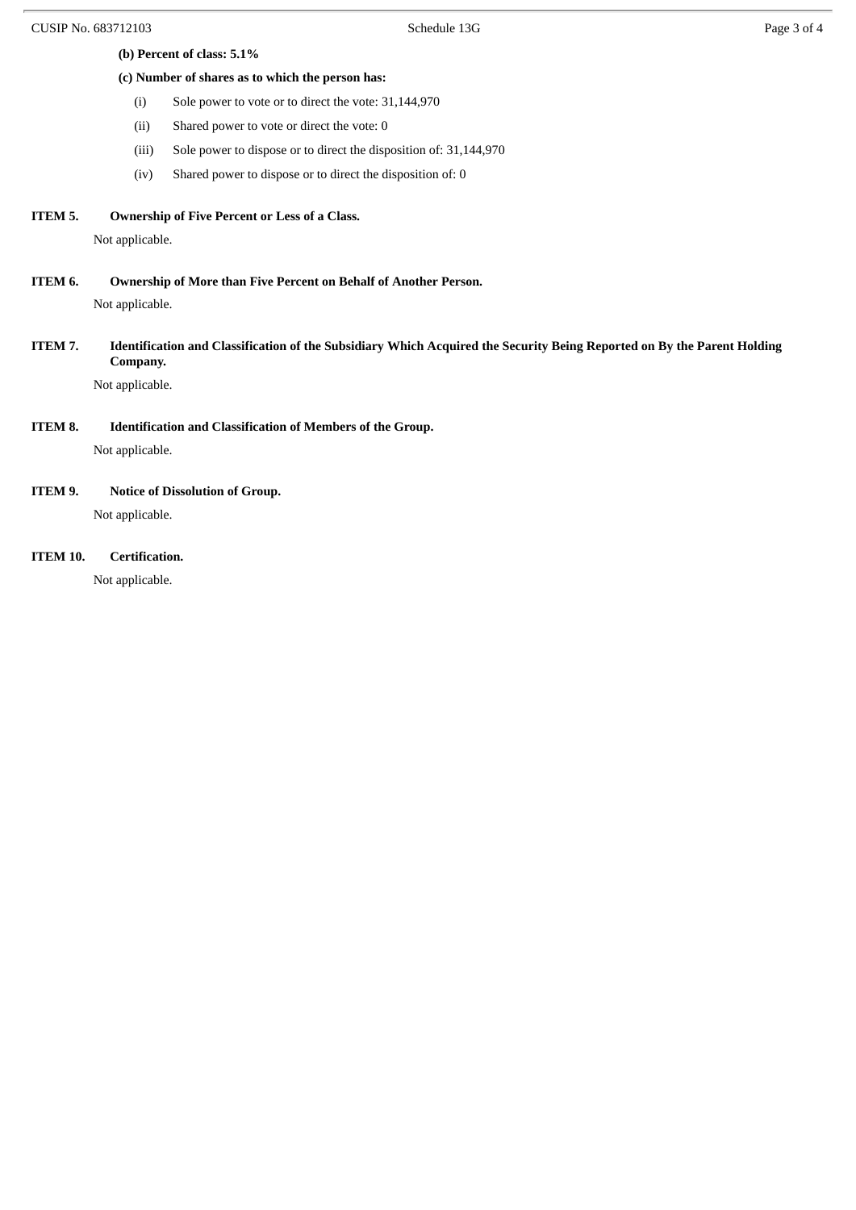**(b) Percent of class: 5.1%**

**(c) Number of shares as to which the person has:**

(i) Sole power to vote or to direct the vote: 31,144,970

(ii) Shared power to vote or direct the vote: 0

(iii) Sole power to dispose or to direct the disposition of: 31,144,970

(iv) Shared power to dispose or to direct the disposition of: 0

**ITEM 5. Ownership of Five Percent or Less of a Class.**

Not applicable.

**ITEM 6. Ownership of More than Five Percent on Behalf of Another Person.**

Not applicable.

**ITEM 7. Identification and Classification of the Subsidiary Which Acquired the Security Being Reported on By the Parent Holding Company.**

Not applicable.

**ITEM 8. Identification and Classification of Members of the Group.**

Not applicable.

**ITEM 9. Notice of Dissolution of Group.**

Not applicable.

**ITEM 10. Certification.**

Not applicable.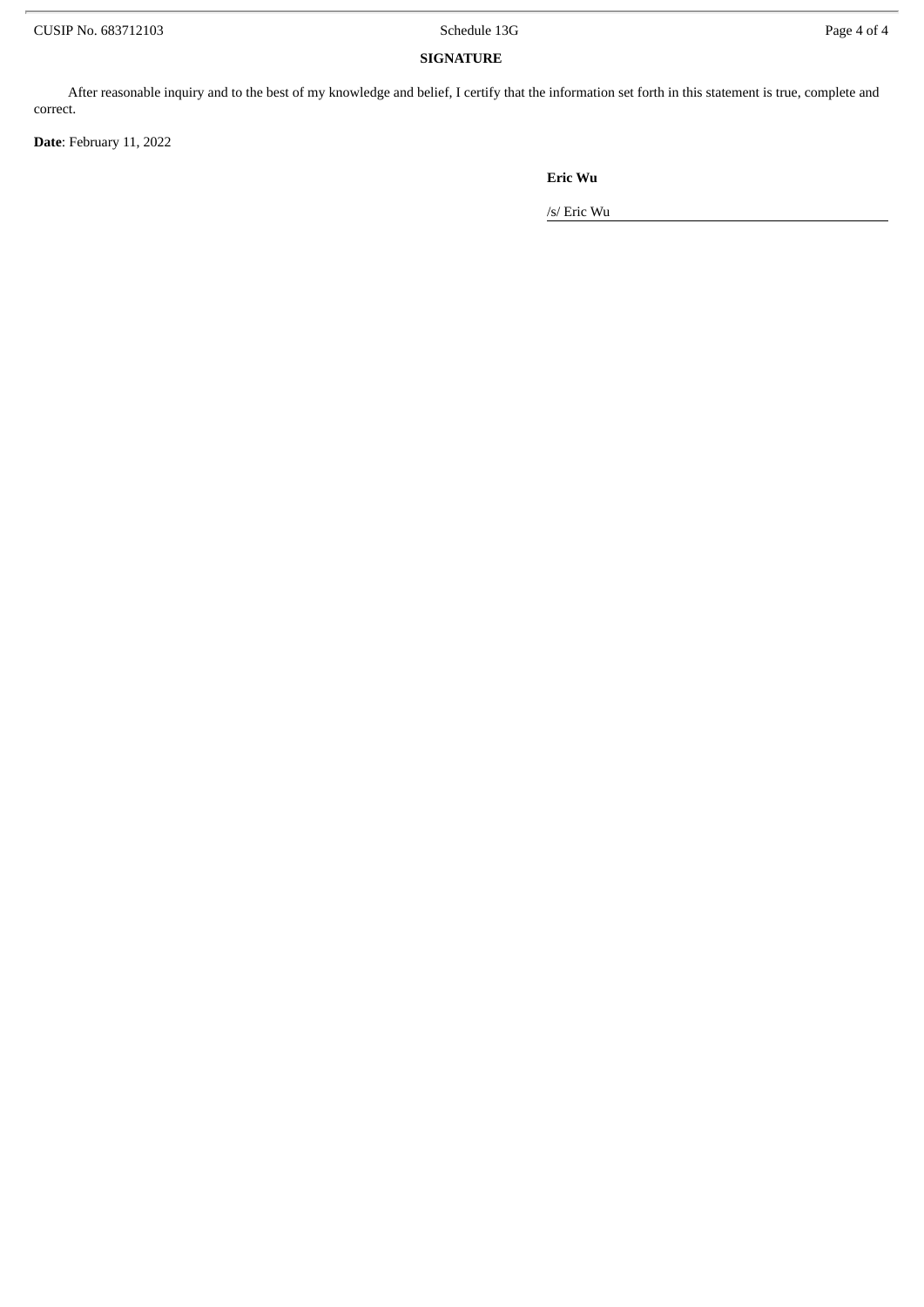## SIGNATURE

After reasonable inquiry and to the best of my knowledge and belief, I certify that the information set forth in this statement is true, complete and correct.

**Date**: February 11, 2022

**Eric Wu**

/s/ Eric Wu